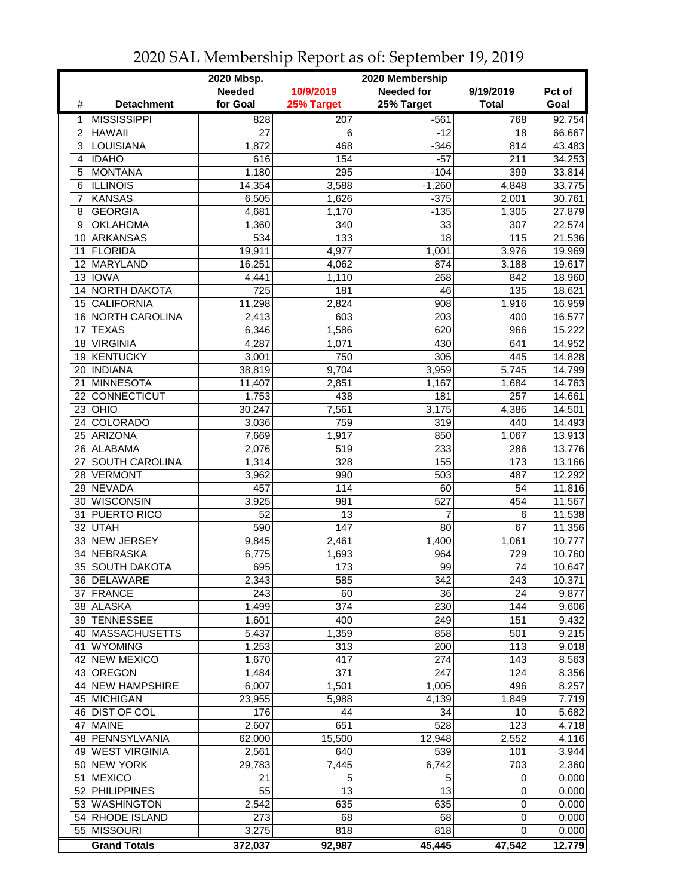# 2020 SAL Membership Report as of: September 19, 2019

| # | Detachment | 2020 Mbsp. Needed for Goal | 10/9/2019 25% Target | 2020 Membership Needed for 25% Target | 9/19/2019 Total | Pct of Goal |
|---|---|---|---|---|---|---|
| 1 | MISSISSIPPI | 828 | 207 | -561 | 768 | 92.754 |
| 2 | HAWAII | 27 | 6 | -12 | 18 | 66.667 |
| 3 | LOUISIANA | 1,872 | 468 | -346 | 814 | 43.483 |
| 4 | IDAHO | 616 | 154 | -57 | 211 | 34.253 |
| 5 | MONTANA | 1,180 | 295 | -104 | 399 | 33.814 |
| 6 | ILLINOIS | 14,354 | 3,588 | -1,260 | 4,848 | 33.775 |
| 7 | KANSAS | 6,505 | 1,626 | -375 | 2,001 | 30.761 |
| 8 | GEORGIA | 4,681 | 1,170 | -135 | 1,305 | 27.879 |
| 9 | OKLAHOMA | 1,360 | 340 | 33 | 307 | 22.574 |
| 10 | ARKANSAS | 534 | 133 | 18 | 115 | 21.536 |
| 11 | FLORIDA | 19,911 | 4,977 | 1,001 | 3,976 | 19.969 |
| 12 | MARYLAND | 16,251 | 4,062 | 874 | 3,188 | 19.617 |
| 13 | IOWA | 4,441 | 1,110 | 268 | 842 | 18.960 |
| 14 | NORTH DAKOTA | 725 | 181 | 46 | 135 | 18.621 |
| 15 | CALIFORNIA | 11,298 | 2,824 | 908 | 1,916 | 16.959 |
| 16 | NORTH CAROLINA | 2,413 | 603 | 203 | 400 | 16.577 |
| 17 | TEXAS | 6,346 | 1,586 | 620 | 966 | 15.222 |
| 18 | VIRGINIA | 4,287 | 1,071 | 430 | 641 | 14.952 |
| 19 | KENTUCKY | 3,001 | 750 | 305 | 445 | 14.828 |
| 20 | INDIANA | 38,819 | 9,704 | 3,959 | 5,745 | 14.799 |
| 21 | MINNESOTA | 11,407 | 2,851 | 1,167 | 1,684 | 14.763 |
| 22 | CONNECTICUT | 1,753 | 438 | 181 | 257 | 14.661 |
| 23 | OHIO | 30,247 | 7,561 | 3,175 | 4,386 | 14.501 |
| 24 | COLORADO | 3,036 | 759 | 319 | 440 | 14.493 |
| 25 | ARIZONA | 7,669 | 1,917 | 850 | 1,067 | 13.913 |
| 26 | ALABAMA | 2,076 | 519 | 233 | 286 | 13.776 |
| 27 | SOUTH CAROLINA | 1,314 | 328 | 155 | 173 | 13.166 |
| 28 | VERMONT | 3,962 | 990 | 503 | 487 | 12.292 |
| 29 | NEVADA | 457 | 114 | 60 | 54 | 11.816 |
| 30 | WISCONSIN | 3,925 | 981 | 527 | 454 | 11.567 |
| 31 | PUERTO RICO | 52 | 13 | 7 | 6 | 11.538 |
| 32 | UTAH | 590 | 147 | 80 | 67 | 11.356 |
| 33 | NEW JERSEY | 9,845 | 2,461 | 1,400 | 1,061 | 10.777 |
| 34 | NEBRASKA | 6,775 | 1,693 | 964 | 729 | 10.760 |
| 35 | SOUTH DAKOTA | 695 | 173 | 99 | 74 | 10.647 |
| 36 | DELAWARE | 2,343 | 585 | 342 | 243 | 10.371 |
| 37 | FRANCE | 243 | 60 | 36 | 24 | 9.877 |
| 38 | ALASKA | 1,499 | 374 | 230 | 144 | 9.606 |
| 39 | TENNESSEE | 1,601 | 400 | 249 | 151 | 9.432 |
| 40 | MASSACHUSETTS | 5,437 | 1,359 | 858 | 501 | 9.215 |
| 41 | WYOMING | 1,253 | 313 | 200 | 113 | 9.018 |
| 42 | NEW MEXICO | 1,670 | 417 | 274 | 143 | 8.563 |
| 43 | OREGON | 1,484 | 371 | 247 | 124 | 8.356 |
| 44 | NEW HAMPSHIRE | 6,007 | 1,501 | 1,005 | 496 | 8.257 |
| 45 | MICHIGAN | 23,955 | 5,988 | 4,139 | 1,849 | 7.719 |
| 46 | DIST OF COL | 176 | 44 | 34 | 10 | 5.682 |
| 47 | MAINE | 2,607 | 651 | 528 | 123 | 4.718 |
| 48 | PENNSYLVANIA | 62,000 | 15,500 | 12,948 | 2,552 | 4.116 |
| 49 | WEST VIRGINIA | 2,561 | 640 | 539 | 101 | 3.944 |
| 50 | NEW YORK | 29,783 | 7,445 | 6,742 | 703 | 2.360 |
| 51 | MEXICO | 21 | 5 | 5 | 0 | 0.000 |
| 52 | PHILIPPINES | 55 | 13 | 13 | 0 | 0.000 |
| 53 | WASHINGTON | 2,542 | 635 | 635 | 0 | 0.000 |
| 54 | RHODE ISLAND | 273 | 68 | 68 | 0 | 0.000 |
| 55 | MISSOURI | 3,275 | 818 | 818 | 0 | 0.000 |
| | **Grand Totals** | **372,037** | **92,987** | **45,445** | **47,542** | **12.779** |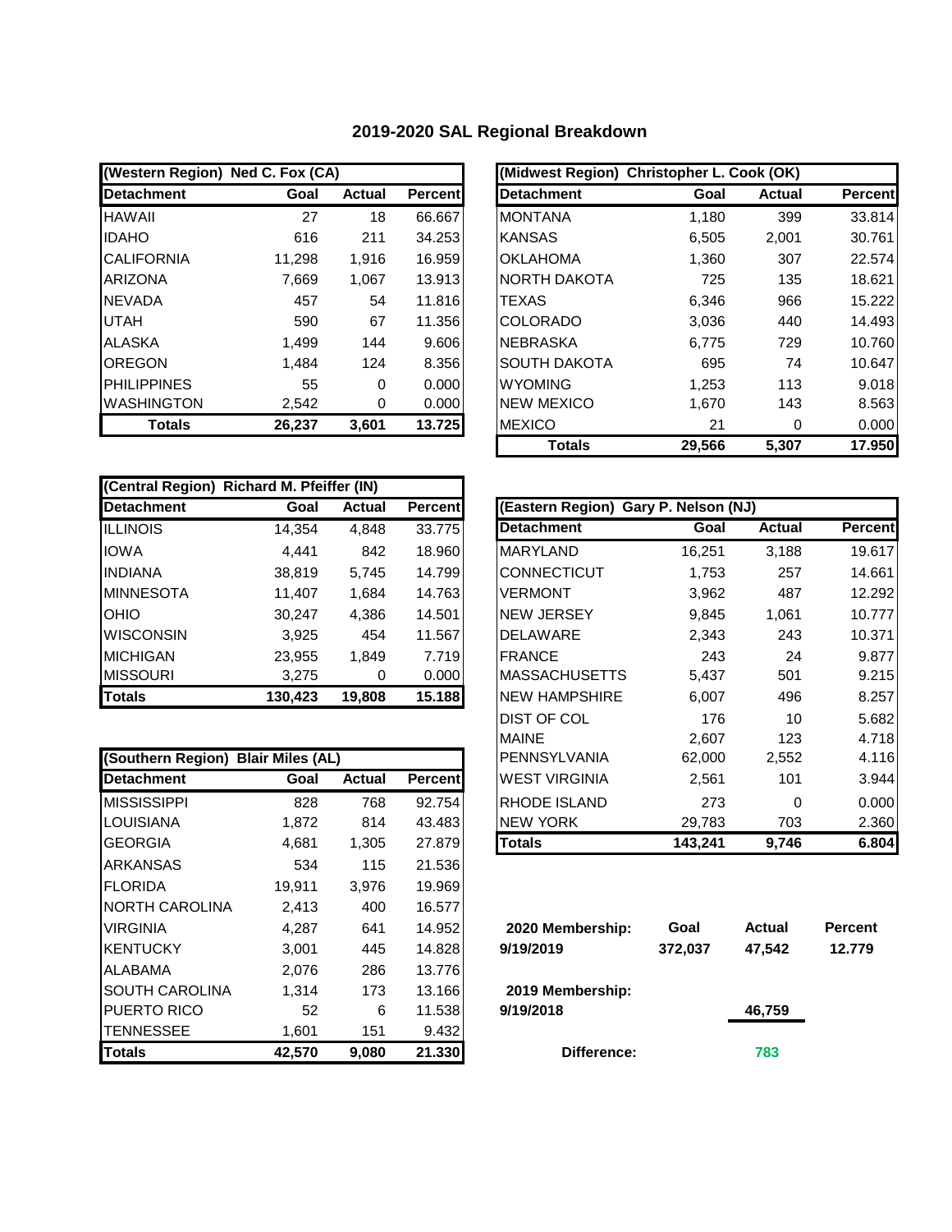# 2019-2020 SAL Regional Breakdown

| (Western Region) Ned C. Fox (CA) | | | |
|---|---|---|---|
| **Detachment** | **Goal** | **Actual** | **Percent** |
| HAWAII | 27 | 18 | 66.667 |
| IDAHO | 616 | 211 | 34.253 |
| CALIFORNIA | 11,298 | 1,916 | 16.959 |
| ARIZONA | 7,669 | 1,067 | 13.913 |
| NEVADA | 457 | 54 | 11.816 |
| UTAH | 590 | 67 | 11.356 |
| ALASKA | 1,499 | 144 | 9.606 |
| OREGON | 1,484 | 124 | 8.356 |
| PHILIPPINES | 55 | 0 | 0.000 |
| WASHINGTON | 2,542 | 0 | 0.000 |
| **Totals** | **26,237** | **3,601** | **13.725** |

| (Midwest Region) Christopher L. Cook (OK) | | | |
|---|---|---|---|
| **Detachment** | **Goal** | **Actual** | **Percent** |
| MONTANA | 1,180 | 399 | 33.814 |
| KANSAS | 6,505 | 2,001 | 30.761 |
| OKLAHOMA | 1,360 | 307 | 22.574 |
| NORTH DAKOTA | 725 | 135 | 18.621 |
| TEXAS | 6,346 | 966 | 15.222 |
| COLORADO | 3,036 | 440 | 14.493 |
| NEBRASKA | 6,775 | 729 | 10.760 |
| SOUTH DAKOTA | 695 | 74 | 10.647 |
| WYOMING | 1,253 | 113 | 9.018 |
| NEW MEXICO | 1,670 | 143 | 8.563 |
| MEXICO | 21 | 0 | 0.000 |
| **Totals** | **29,566** | **5,307** | **17.950** |

| (Central Region) Richard M. Pfeiffer (IN) | | | |
|---|---|---|---|
| **Detachment** | **Goal** | **Actual** | **Percent** |
| ILLINOIS | 14,354 | 4,848 | 33.775 |
| IOWA | 4,441 | 842 | 18.960 |
| INDIANA | 38,819 | 5,745 | 14.799 |
| MINNESOTA | 11,407 | 1,684 | 14.763 |
| OHIO | 30,247 | 4,386 | 14.501 |
| WISCONSIN | 3,925 | 454 | 11.567 |
| MICHIGAN | 23,955 | 1,849 | 7.719 |
| MISSOURI | 3,275 | 0 | 0.000 |
| **Totals** | **130,423** | **19,808** | **15.188** |

| (Eastern Region) Gary P. Nelson (NJ) | | | |
|---|---|---|---|
| **Detachment** | **Goal** | **Actual** | **Percent** |
| MARYLAND | 16,251 | 3,188 | 19.617 |
| CONNECTICUT | 1,753 | 257 | 14.661 |
| VERMONT | 3,962 | 487 | 12.292 |
| NEW JERSEY | 9,845 | 1,061 | 10.777 |
| DELAWARE | 2,343 | 243 | 10.371 |
| FRANCE | 243 | 24 | 9.877 |
| MASSACHUSETTS | 5,437 | 501 | 9.215 |
| NEW HAMPSHIRE | 6,007 | 496 | 8.257 |
| DIST OF COL | 176 | 10 | 5.682 |
| MAINE | 2,607 | 123 | 4.718 |
| PENNSYLVANIA | 62,000 | 2,552 | 4.116 |
| WEST VIRGINIA | 2,561 | 101 | 3.944 |
| RHODE ISLAND | 273 | 0 | 0.000 |
| NEW YORK | 29,783 | 703 | 2.360 |
| **Totals** | **143,241** | **9,746** | **6.804** |

| (Southern Region) Blair Miles (AL) | | | |
|---|---|---|---|
| **Detachment** | **Goal** | **Actual** | **Percent** |
| MISSISSIPPI | 828 | 768 | 92.754 |
| LOUISIANA | 1,872 | 814 | 43.483 |
| GEORGIA | 4,681 | 1,305 | 27.879 |
| ARKANSAS | 534 | 115 | 21.536 |
| FLORIDA | 19,911 | 3,976 | 19.969 |
| NORTH CAROLINA | 2,413 | 400 | 16.577 |
| VIRGINIA | 4,287 | 641 | 14.952 |
| KENTUCKY | 3,001 | 445 | 14.828 |
| ALABAMA | 2,076 | 286 | 13.776 |
| SOUTH CAROLINA | 1,314 | 173 | 13.166 |
| PUERTO RICO | 52 | 6 | 11.538 |
| TENNESSEE | 1,601 | 151 | 9.432 |
| **Totals** | **42,570** | **9,080** | **21.330** |

| **2020 Membership:** | **Goal** | **Actual** | **Percent** |
|---|---|---|---|
| **9/19/2019** | **372,037** | **47,542** | **12.779** |
| **2019 Membership:** | | | |
| **9/19/2018** | | **46,759** | |
| **Difference:** | | **783** | |